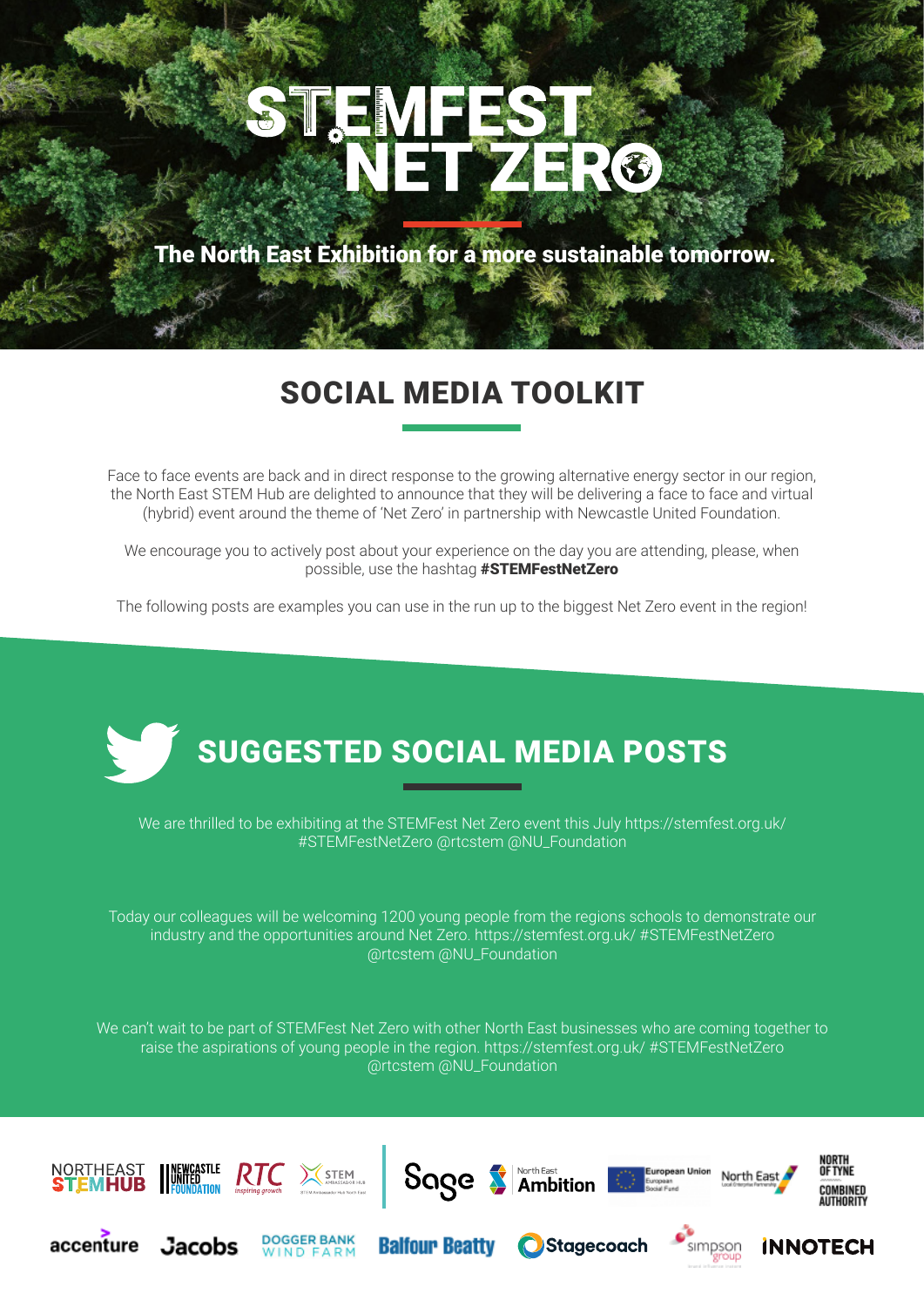# STEMFEST NET ZERO

**The North East Exhibition for a more sustainable tomorrow.**

## SOCIAL MEDIA TOOLKIT

Face to face events are back and in direct response to the growing alternative energy sector in our region, the North East STEM Hub are delighted to announce that they will be delivering a face to face and virtual (hybrid) event around the theme of 'Net Zero' in partnership with Newcastle United Foundation.

We encourage you to actively post about your experience on the day you are attending, please, when possible, use the hashtag **#STEMFestNetZero**

The following posts are examples you can use in the run up to the biggest Net Zero event in the region!

## SUGGESTED SOCIAL MEDIA POSTS

We are thrilled to be exhibiting at the STEMFest Net Zero event this July https://stemfest.org.uk/ #STEMFestNetZero @rtcstem @NU_Foundation

Today our colleagues will be welcoming 1200 young people from the regions schools to demonstrate our industry and the opportunities around Net Zero. https://stemfest.org.uk/ #STEMFestNetZero @rtcstem @NU_Foundation

We can't wait to be part of STEMFest Net Zero with other North East businesses who are coming together to raise the aspirations of young people in the region. https://stemfest.org.uk/ #STEMFestNetZero @rtcstem @NU_Foundation

NORTHEAST STEM HUB | NEWCASTLE UNITED FOUNDATION | RTC inspiring growth | STEM Ambassador Hub | Sage | North East Ambition | European Union European Social Fund | North East Local Enterprise Partnership | NORTH OF TYNE COMBINED AUTHORITY | accenture | Jacobs | DOGGER BANK WIND FARM | Balfour Beatty | Stagecoach | simpson group | INNOTECH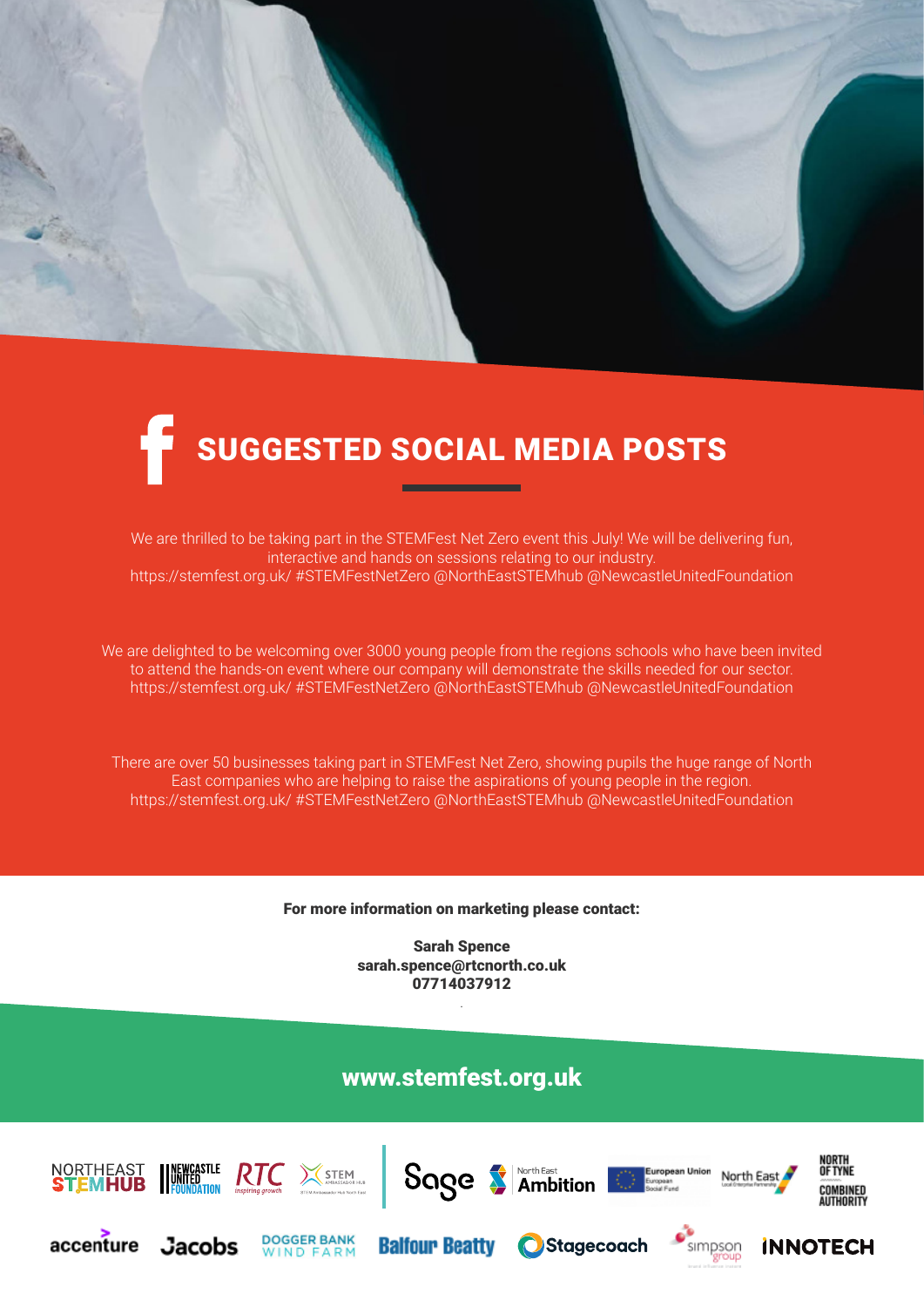# SUGGESTED SOCIAL MEDIA POSTS

We are thrilled to be taking part in the STEMFest Net Zero event this July! We will be delivering fun, interactive and hands on sessions relating to our industry.
https://stemfest.org.uk/ #STEMFestNetZero @NorthEastSTEMhub @NewcastleUnitedFoundation

We are delighted to be welcoming over 3000 young people from the regions schools who have been invited to attend the hands-on event where our company will demonstrate the skills needed for our sector.
https://stemfest.org.uk/ #STEMFestNetZero @NorthEastSTEMhub @NewcastleUnitedFoundation

There are over 50 businesses taking part in STEMFest Net Zero, showing pupils the huge range of North East companies who are helping to raise the aspirations of young people in the region.
https://stemfest.org.uk/ #STEMFestNetZero @NorthEastSTEMhub @NewcastleUnitedFoundation

**For more information on marketing please contact:**

**Sarah Spence**
**sarah.spence@rtcnorth.co.uk**
**07714037912**

## www.stemfest.org.uk